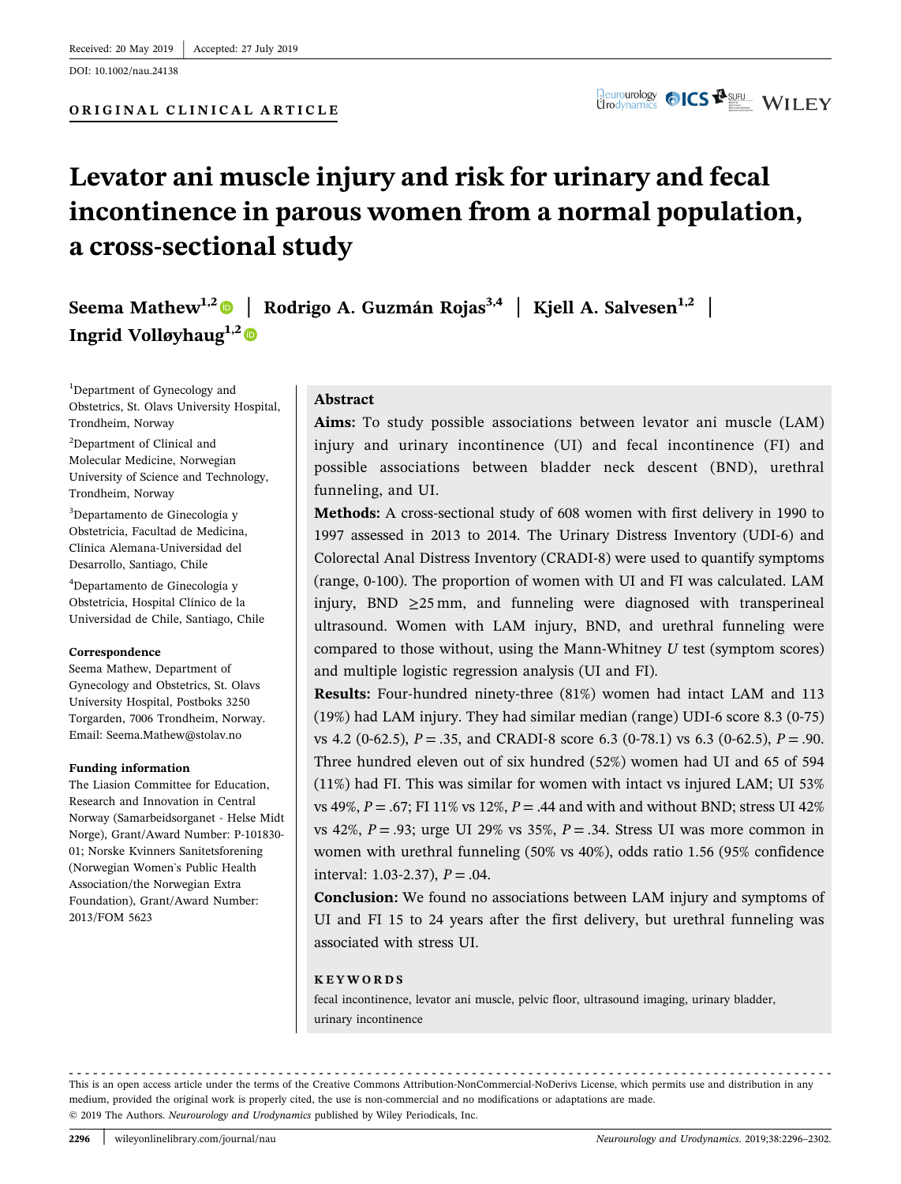Received: 20 May 2019 | Accepted: 27 July 2019

DOI: 10.1002/nau.24138

**ORIGINAL CLINICAL ARTICLE**

# Levator ani muscle injury and risk for urinary and fecal incontinence in parous women from a normal population, a cross-sectional study

**Seema Mathew**[1,2] | **Rodrigo A. Guzmán Rojas**[3,4] | **Kjell A. Salvesen**[1,2] | **Ingrid Volløyhaug**[1,2]

[1]Department of Gynecology and Obstetrics, St. Olavs University Hospital, Trondheim, Norway

[2]Department of Clinical and Molecular Medicine, Norwegian University of Science and Technology, Trondheim, Norway

[3]Departamento de Ginecología y Obstetricia, Facultad de Medicina, Clínica Alemana-Universidad del Desarrollo, Santiago, Chile

[4]Departamento de Ginecología y Obstetricia, Hospital Clínico de la Universidad de Chile, Santiago, Chile

**Correspondence**
Seema Mathew, Department of Gynecology and Obstetrics, St. Olavs University Hospital, Postboks 3250 Torgarden, 7006 Trondheim, Norway.
Email: Seema.Mathew@stolav.no

**Funding information**
The Liasion Committee for Education, Research and Innovation in Central Norway (Samarbeidsorganet - Helse Midt Norge), Grant/Award Number: P-101830-01; Norske Kvinners Sanitetsforening (Norwegian Women`s Public Health Association/the Norwegian Extra Foundation), Grant/Award Number: 2013/FOM 5623

## Abstract

**Aims:** To study possible associations between levator ani muscle (LAM) injury and urinary incontinence (UI) and fecal incontinence (FI) and possible associations between bladder neck descent (BND), urethral funneling, and UI.

**Methods:** A cross-sectional study of 608 women with first delivery in 1990 to 1997 assessed in 2013 to 2014. The Urinary Distress Inventory (UDI-6) and Colorectal Anal Distress Inventory (CRADI-8) were used to quantify symptoms (range, 0-100). The proportion of women with UI and FI was calculated. LAM injury, BND ≥25 mm, and funneling were diagnosed with transperineal ultrasound. Women with LAM injury, BND, and urethral funneling were compared to those without, using the Mann-Whitney *U* test (symptom scores) and multiple logistic regression analysis (UI and FI).

**Results:** Four-hundred ninety-three (81%) women had intact LAM and 113 (19%) had LAM injury. They had similar median (range) UDI-6 score 8.3 (0-75) vs 4.2 (0-62.5), $P = .35$, and CRADI-8 score 6.3 (0-78.1) vs 6.3 (0-62.5), $P = .90$. Three hundred eleven out of six hundred (52%) women had UI and 65 of 594 (11%) had FI. This was similar for women with intact vs injured LAM; UI 53% vs 49%, $P = .67$; FI 11% vs 12%, $P = .44$ and with and without BND; stress UI 42% vs 42%, $P = .93$; urge UI 29% vs 35%, $P = .34$. Stress UI was more common in women with urethral funneling (50% vs 40%), odds ratio 1.56 (95% confidence interval: 1.03-2.37), $P = .04$.

**Conclusion:** We found no associations between LAM injury and symptoms of UI and FI 15 to 24 years after the first delivery, but urethral funneling was associated with stress UI.

**KEYWORDS**

fecal incontinence, levator ani muscle, pelvic floor, ultrasound imaging, urinary bladder, urinary incontinence

This is an open access article under the terms of the Creative Commons Attribution-NonCommercial-NoDerivs License, which permits use and distribution in any medium, provided the original work is properly cited, the use is non-commercial and no modifications or adaptations are made.
© 2019 The Authors. *Neurourology and Urodynamics* published by Wiley Periodicals, Inc.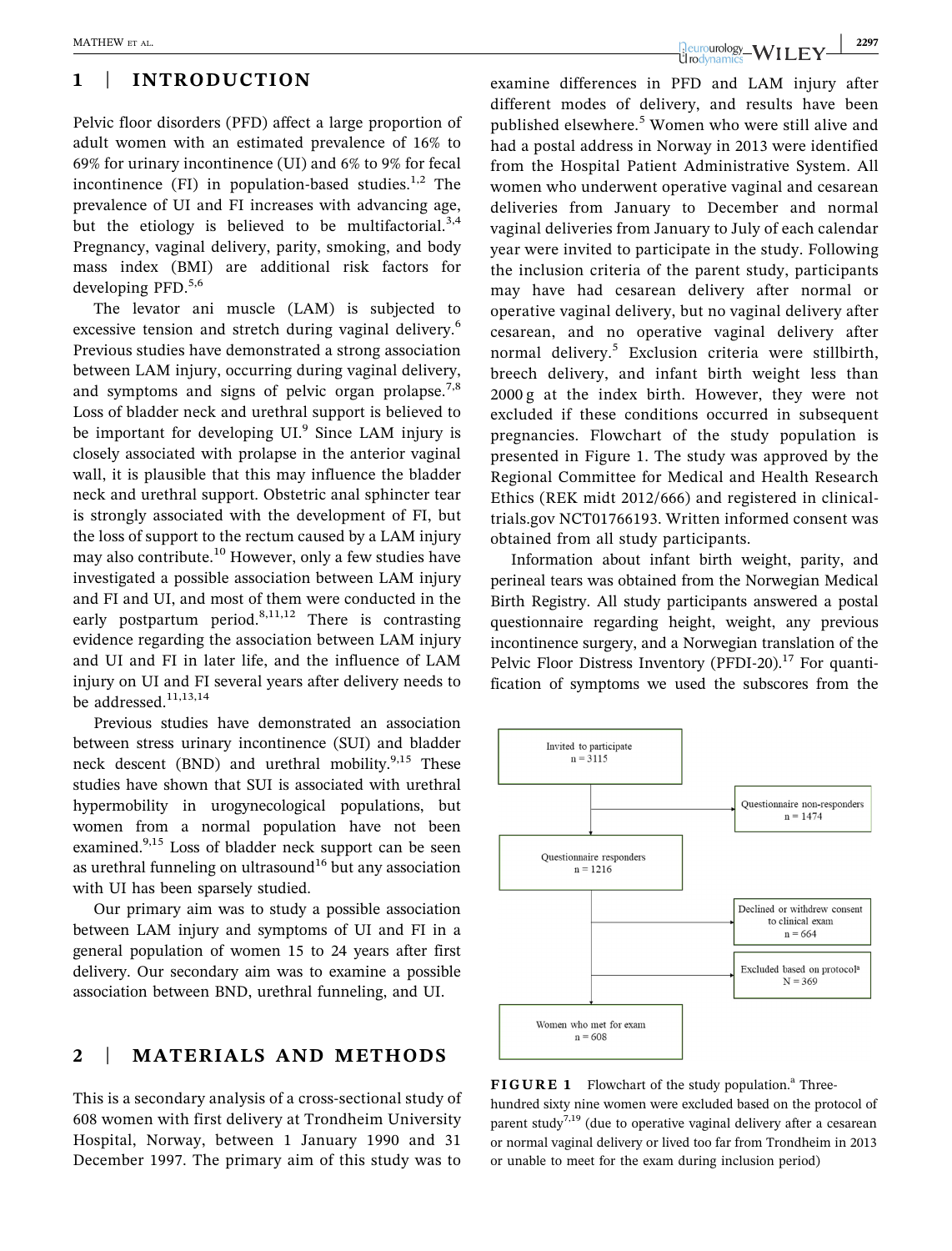## 1 | INTRODUCTION

Pelvic floor disorders (PFD) affect a large proportion of adult women with an estimated prevalence of 16% to 69% for urinary incontinence (UI) and 6% to 9% for fecal incontinence (FI) in population-based studies.[1,2] The prevalence of UI and FI increases with advancing age, but the etiology is believed to be multifactorial.[3,4] Pregnancy, vaginal delivery, parity, smoking, and body mass index (BMI) are additional risk factors for developing PFD.[5,6]

The levator ani muscle (LAM) is subjected to excessive tension and stretch during vaginal delivery.[6] Previous studies have demonstrated a strong association between LAM injury, occurring during vaginal delivery, and symptoms and signs of pelvic organ prolapse.[7,8] Loss of bladder neck and urethral support is believed to be important for developing UI.[9] Since LAM injury is closely associated with prolapse in the anterior vaginal wall, it is plausible that this may influence the bladder neck and urethral support. Obstetric anal sphincter tear is strongly associated with the development of FI, but the loss of support to the rectum caused by a LAM injury may also contribute.[10] However, only a few studies have investigated a possible association between LAM injury and FI and UI, and most of them were conducted in the early postpartum period.[8,11,12] There is contrasting evidence regarding the association between LAM injury and UI and FI in later life, and the influence of LAM injury on UI and FI several years after delivery needs to be addressed.[11,13,14]

Previous studies have demonstrated an association between stress urinary incontinence (SUI) and bladder neck descent (BND) and urethral mobility.[9,15] These studies have shown that SUI is associated with urethral hypermobility in urogynecological populations, but women from a normal population have not been examined.[9,15] Loss of bladder neck support can be seen as urethral funneling on ultrasound[16] but any association with UI has been sparsely studied.

Our primary aim was to study a possible association between LAM injury and symptoms of UI and FI in a general population of women 15 to 24 years after first delivery. Our secondary aim was to examine a possible association between BND, urethral funneling, and UI.

## 2 | MATERIALS AND METHODS

This is a secondary analysis of a cross-sectional study of 608 women with first delivery at Trondheim University Hospital, Norway, between 1 January 1990 and 31 December 1997. The primary aim of this study was to examine differences in PFD and LAM injury after different modes of delivery, and results have been published elsewhere.[5] Women who were still alive and had a postal address in Norway in 2013 were identified from the Hospital Patient Administrative System. All women who underwent operative vaginal and cesarean deliveries from January to December and normal vaginal deliveries from January to July of each calendar year were invited to participate in the study. Following the inclusion criteria of the parent study, participants may have had cesarean delivery after normal or operative vaginal delivery, but no vaginal delivery after cesarean, and no operative vaginal delivery after normal delivery.[5] Exclusion criteria were stillbirth, breech delivery, and infant birth weight less than 2000 g at the index birth. However, they were not excluded if these conditions occurred in subsequent pregnancies. Flowchart of the study population is presented in Figure 1. The study was approved by the Regional Committee for Medical and Health Research Ethics (REK midt 2012/666) and registered in clinicaltrials.gov NCT01766193. Written informed consent was obtained from all study participants.

Information about infant birth weight, parity, and perineal tears was obtained from the Norwegian Medical Birth Registry. All study participants answered a postal questionnaire regarding height, weight, any previous incontinence surgery, and a Norwegian translation of the Pelvic Floor Distress Inventory (PFDI-20).[17] For quantification of symptoms we used the subscores from the

Invited to participate n = 3115 → Questionnaire non-responders n = 1474

Questionnaire responders n = 1216 → Declined or withdrew consent to clinical exam n = 664; Excluded based on protocol[a] N = 369

Women who met for exam n = 608

**FIGURE 1** Flowchart of the study population.[a] Three-hundred sixty nine women were excluded based on the protocol of parent study[7,19] (due to operative vaginal delivery after a cesarean or normal vaginal delivery or lived too far from Trondheim in 2013 or unable to meet for the exam during inclusion period)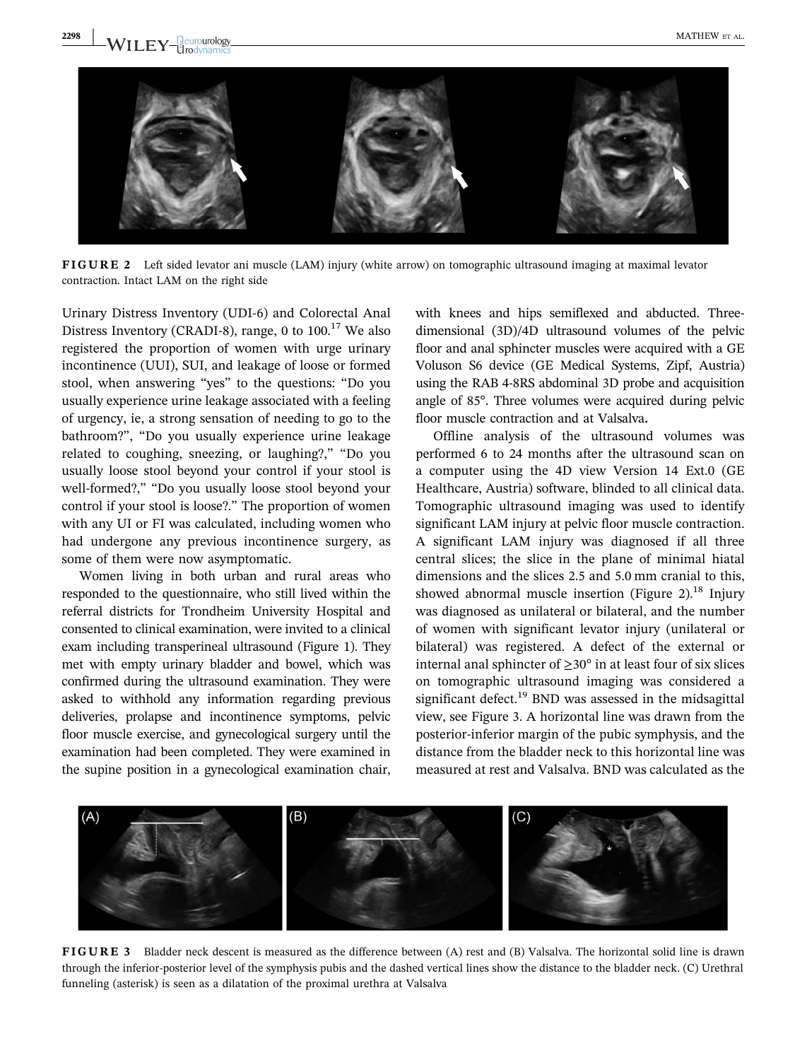FIGURE 2 Left sided levator ani muscle (LAM) injury (white arrow) on tomographic ultrasound imaging at maximal levator contraction. Intact LAM on the right side

Urinary Distress Inventory (UDI-6) and Colorectal Anal Distress Inventory (CRADI-8), range, 0 to 100.[17] We also registered the proportion of women with urge urinary incontinence (UUI), SUI, and leakage of loose or formed stool, when answering "yes" to the questions: "Do you usually experience urine leakage associated with a feeling of urgency, ie, a strong sensation of needing to go to the bathroom?", "Do you usually experience urine leakage related to coughing, sneezing, or laughing?," "Do you usually loose stool beyond your control if your stool is well-formed?," "Do you usually loose stool beyond your control if your stool is loose?." The proportion of women with any UI or FI was calculated, including women who had undergone any previous incontinence surgery, as some of them were now asymptomatic.

Women living in both urban and rural areas who responded to the questionnaire, who still lived within the referral districts for Trondheim University Hospital and consented to clinical examination, were invited to a clinical exam including transperineal ultrasound (Figure 1). They met with empty urinary bladder and bowel, which was confirmed during the ultrasound examination. They were asked to withhold any information regarding previous deliveries, prolapse and incontinence symptoms, pelvic floor muscle exercise, and gynecological surgery until the examination had been completed. They were examined in the supine position in a gynecological examination chair, with knees and hips semiflexed and abducted. Three-dimensional (3D)/4D ultrasound volumes of the pelvic floor and anal sphincter muscles were acquired with a GE Voluson S6 device (GE Medical Systems, Zipf, Austria) using the RAB 4-8RS abdominal 3D probe and acquisition angle of 85°. Three volumes were acquired during pelvic floor muscle contraction and at Valsalva.

Offline analysis of the ultrasound volumes was performed 6 to 24 months after the ultrasound scan on a computer using the 4D view Version 14 Ext.0 (GE Healthcare, Austria) software, blinded to all clinical data. Tomographic ultrasound imaging was used to identify significant LAM injury at pelvic floor muscle contraction. A significant LAM injury was diagnosed if all three central slices; the slice in the plane of minimal hiatal dimensions and the slices 2.5 and 5.0 mm cranial to this, showed abnormal muscle insertion (Figure 2).[18] Injury was diagnosed as unilateral or bilateral, and the number of women with significant levator injury (unilateral or bilateral) was registered. A defect of the external or internal anal sphincter of ≥30° in at least four of six slices on tomographic ultrasound imaging was considered a significant defect.[19] BND was assessed in the midsagittal view, see Figure 3. A horizontal line was drawn from the posterior-inferior margin of the pubic symphysis, and the distance from the bladder neck to this horizontal line was measured at rest and Valsalva. BND was calculated as the

FIGURE 3 Bladder neck descent is measured as the difference between (A) rest and (B) Valsalva. The horizontal solid line is drawn through the inferior-posterior level of the symphysis pubis and the dashed vertical lines show the distance to the bladder neck. (C) Urethral funneling (asterisk) is seen as a dilatation of the proximal urethra at Valsalva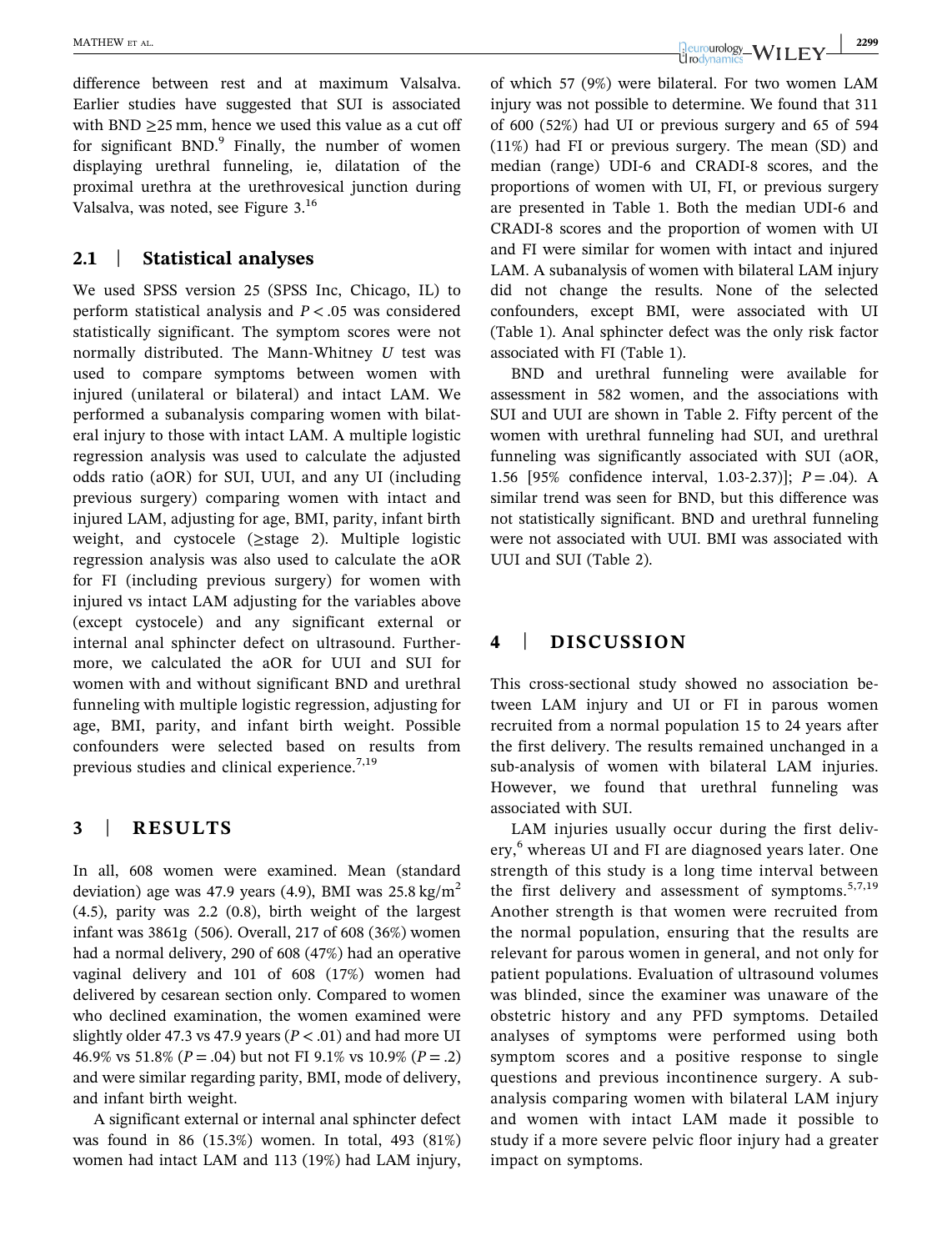difference between rest and at maximum Valsalva. Earlier studies have suggested that SUI is associated with BND ≥25 mm, hence we used this value as a cut off for significant BND.[9] Finally, the number of women displaying urethral funneling, ie, dilatation of the proximal urethra at the urethrovesical junction during Valsalva, was noted, see Figure 3.[16]

## 2.1 | Statistical analyses

We used SPSS version 25 (SPSS Inc, Chicago, IL) to perform statistical analysis and $P < .05$ was considered statistically significant. The symptom scores were not normally distributed. The Mann-Whitney *U* test was used to compare symptoms between women with injured (unilateral or bilateral) and intact LAM. We performed a subanalysis comparing women with bilateral injury to those with intact LAM. A multiple logistic regression analysis was used to calculate the adjusted odds ratio (aOR) for SUI, UUI, and any UI (including previous surgery) comparing women with intact and injured LAM, adjusting for age, BMI, parity, infant birth weight, and cystocele (≥stage 2). Multiple logistic regression analysis was also used to calculate the aOR for FI (including previous surgery) for women with injured vs intact LAM adjusting for the variables above (except cystocele) and any significant external or internal anal sphincter defect on ultrasound. Furthermore, we calculated the aOR for UUI and SUI for women with and without significant BND and urethral funneling with multiple logistic regression, adjusting for age, BMI, parity, and infant birth weight. Possible confounders were selected based on results from previous studies and clinical experience.[7,19]

# 3 | RESULTS

In all, 608 women were examined. Mean (standard deviation) age was 47.9 years (4.9), BMI was 25.8 kg/m$^2$ (4.5), parity was 2.2 (0.8), birth weight of the largest infant was 3861g (506). Overall, 217 of 608 (36%) women had a normal delivery, 290 of 608 (47%) had an operative vaginal delivery and 101 of 608 (17%) women had delivered by cesarean section only. Compared to women who declined examination, the women examined were slightly older 47.3 vs 47.9 years ($P < .01$) and had more UI 46.9% vs 51.8% ($P = .04$) but not FI 9.1% vs 10.9% ($P = .2$) and were similar regarding parity, BMI, mode of delivery, and infant birth weight.

A significant external or internal anal sphincter defect was found in 86 (15.3%) women. In total, 493 (81%) women had intact LAM and 113 (19%) had LAM injury, of which 57 (9%) were bilateral. For two women LAM injury was not possible to determine. We found that 311 of 600 (52%) had UI or previous surgery and 65 of 594 (11%) had FI or previous surgery. The mean (SD) and median (range) UDI-6 and CRADI-8 scores, and the proportions of women with UI, FI, or previous surgery are presented in Table 1. Both the median UDI-6 and CRADI-8 scores and the proportion of women with UI and FI were similar for women with intact and injured LAM. A subanalysis of women with bilateral LAM injury did not change the results. None of the selected confounders, except BMI, were associated with UI (Table 1). Anal sphincter defect was the only risk factor associated with FI (Table 1).

BND and urethral funneling were available for assessment in 582 women, and the associations with SUI and UUI are shown in Table 2. Fifty percent of the women with urethral funneling had SUI, and urethral funneling was significantly associated with SUI (aOR, 1.56 [95% confidence interval, 1.03-2.37)]; $P = .04$). A similar trend was seen for BND, but this difference was not statistically significant. BND and urethral funneling were not associated with UUI. BMI was associated with UUI and SUI (Table 2).

# 4 | DISCUSSION

This cross-sectional study showed no association between LAM injury and UI or FI in parous women recruited from a normal population 15 to 24 years after the first delivery. The results remained unchanged in a sub-analysis of women with bilateral LAM injuries. However, we found that urethral funneling was associated with SUI.

LAM injuries usually occur during the first delivery,[6] whereas UI and FI are diagnosed years later. One strength of this study is a long time interval between the first delivery and assessment of symptoms.[5,7,19] Another strength is that women were recruited from the normal population, ensuring that the results are relevant for parous women in general, and not only for patient populations. Evaluation of ultrasound volumes was blinded, since the examiner was unaware of the obstetric history and any PFD symptoms. Detailed analyses of symptoms were performed using both symptom scores and a positive response to single questions and previous incontinence surgery. A sub-analysis comparing women with bilateral LAM injury and women with intact LAM made it possible to study if a more severe pelvic floor injury had a greater impact on symptoms.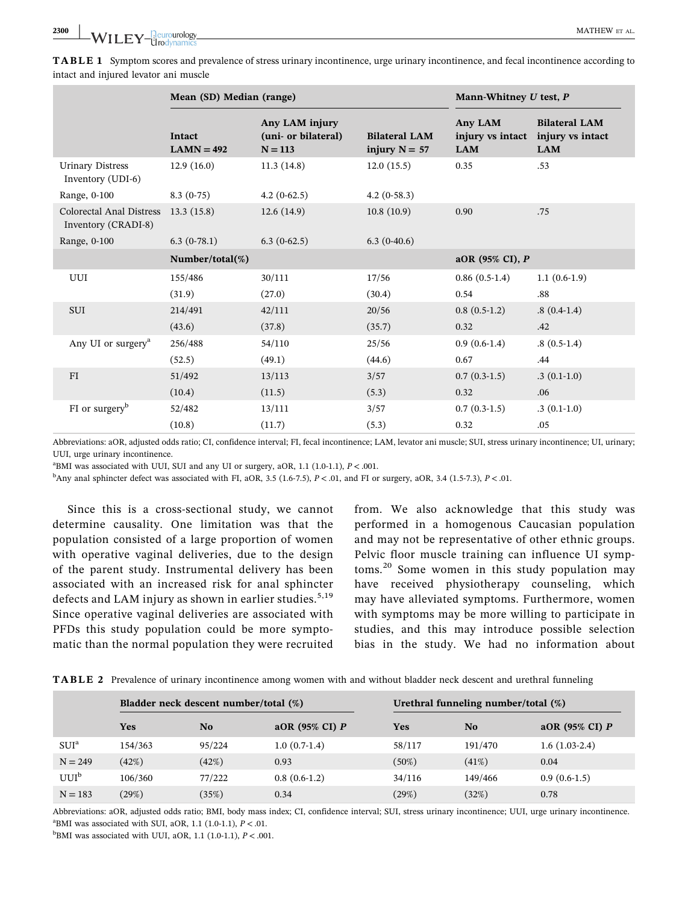**TABLE 1** Symptom scores and prevalence of stress urinary incontinence, urge urinary incontinence, and fecal incontinence according to intact and injured levator ani muscle

| | Mean (SD) Median (range) | | | Mann-Whitney U test, P | |
|---|---|---|---|---|---|
| | Intact LAMN = 492 | Any LAM injury (uni- or bilateral) N = 113 | Bilateral LAM injury N = 57 | Any LAM injury vs intact LAM | Bilateral LAM injury vs intact LAM |
| Urinary Distress Inventory (UDI-6) | 12.9 (16.0) | 11.3 (14.8) | 12.0 (15.5) | 0.35 | .53 |
| Range, 0-100 | 8.3 (0-75) | 4.2 (0-62.5) | 4.2 (0-58.3) | | |
| Colorectal Anal Distress Inventory (CRADI-8) | 13.3 (15.8) | 12.6 (14.9) | 10.8 (10.9) | 0.90 | .75 |
| Range, 0-100 | 6.3 (0-78.1) | 6.3 (0-62.5) | 6.3 (0-40.6) | | |
| | Number/total(%) | | | aOR (95% CI), P | |
| UUI | 155/486 | 30/111 | 17/56 | 0.86 (0.5-1.4) | 1.1 (0.6-1.9) |
| | (31.9) | (27.0) | (30.4) | 0.54 | .88 |
| SUI | 214/491 | 42/111 | 20/56 | 0.8 (0.5-1.2) | .8 (0.4-1.4) |
| | (43.6) | (37.8) | (35.7) | 0.32 | .42 |
| Any UI or surgery[a] | 256/488 | 54/110 | 25/56 | 0.9 (0.6-1.4) | .8 (0.5-1.4) |
| | (52.5) | (49.1) | (44.6) | 0.67 | .44 |
| FI | 51/492 | 13/113 | 3/57 | 0.7 (0.3-1.5) | .3 (0.1-1.0) |
| | (10.4) | (11.5) | (5.3) | 0.32 | .06 |
| FI or surgery[b] | 52/482 | 13/111 | 3/57 | 0.7 (0.3-1.5) | .3 (0.1-1.0) |
| | (10.8) | (11.7) | (5.3) | 0.32 | .05 |

Abbreviations: aOR, adjusted odds ratio; CI, confidence interval; FI, fecal incontinence; LAM, levator ani muscle; SUI, stress urinary incontinence; UI, urinary; UUI, urge urinary incontinence.

[a]BMI was associated with UUI, SUI and any UI or surgery, aOR, 1.1 (1.0-1.1), $P < .001$.

[b]Any anal sphincter defect was associated with FI, aOR, 3.5 (1.6-7.5), $P < .01$, and FI or surgery, aOR, 3.4 (1.5-7.3), $P < .01$.

Since this is a cross-sectional study, we cannot determine causality. One limitation was that the population consisted of a large proportion of women with operative vaginal deliveries, due to the design of the parent study. Instrumental delivery has been associated with an increased risk for anal sphincter defects and LAM injury as shown in earlier studies.[5,19] Since operative vaginal deliveries are associated with PFDs this study population could be more symptomatic than the normal population they were recruited from. We also acknowledge that this study was performed in a homogenous Caucasian population and may not be representative of other ethnic groups. Pelvic floor muscle training can influence UI symptoms.[20] Some women in this study population may have received physiotherapy counseling, which may have alleviated symptoms. Furthermore, women with symptoms may be more willing to participate in studies, and this may introduce possible selection bias in the study. We had no information about

**TABLE 2** Prevalence of urinary incontinence among women with and without bladder neck descent and urethral funneling

| | Bladder neck descent number/total (%) | | | Urethral funneling number/total (%) | | |
|---|---|---|---|---|---|---|
| | Yes | No | aOR (95% CI) P | Yes | No | aOR (95% CI) P |
| SUI[a] | 154/363 | 95/224 | 1.0 (0.7-1.4) | 58/117 | 191/470 | 1.6 (1.03-2.4) |
| N = 249 | (42%) | (42%) | 0.93 | (50%) | (41%) | 0.04 |
| UUI[b] | 106/360 | 77/222 | 0.8 (0.6-1.2) | 34/116 | 149/466 | 0.9 (0.6-1.5) |
| N = 183 | (29%) | (35%) | 0.34 | (29%) | (32%) | 0.78 |

Abbreviations: aOR, adjusted odds ratio; BMI, body mass index; CI, confidence interval; SUI, stress urinary incontinence; UUI, urge urinary incontinence.

[a]BMI was associated with SUI, aOR, 1.1 (1.0-1.1), $P < .01$.

[b]BMI was associated with UUI, aOR, 1.1 (1.0-1.1), $P < .001$.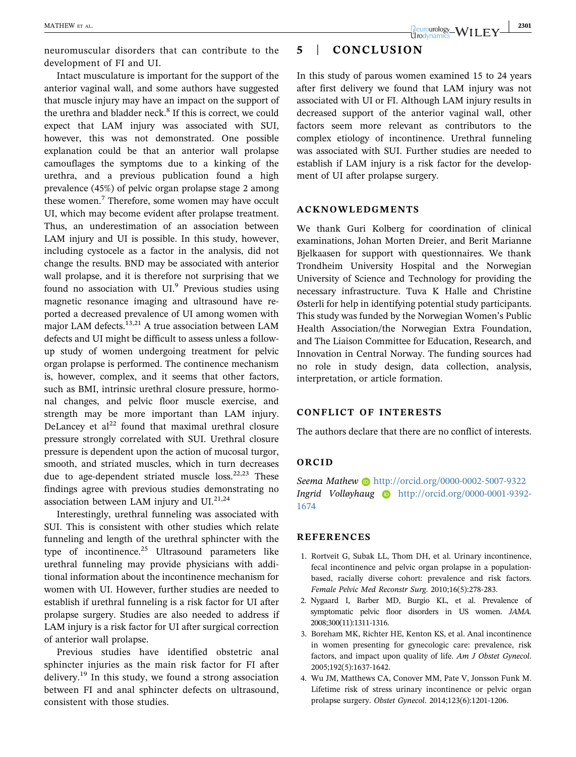neuromuscular disorders that can contribute to the development of FI and UI.

Intact musculature is important for the support of the anterior vaginal wall, and some authors have suggested that muscle injury may have an impact on the support of the urethra and bladder neck.[8] If this is correct, we could expect that LAM injury was associated with SUI, however, this was not demonstrated. One possible explanation could be that an anterior wall prolapse camouflages the symptoms due to a kinking of the urethra, and a previous publication found a high prevalence (45%) of pelvic organ prolapse stage 2 among these women.[7] Therefore, some women may have occult UI, which may become evident after prolapse treatment. Thus, an underestimation of an association between LAM injury and UI is possible. In this study, however, including cystocele as a factor in the analysis, did not change the results. BND may be associated with anterior wall prolapse, and it is therefore not surprising that we found no association with UI.[9] Previous studies using magnetic resonance imaging and ultrasound have reported a decreased prevalence of UI among women with major LAM defects.[13,21] A true association between LAM defects and UI might be difficult to assess unless a follow-up study of women undergoing treatment for pelvic organ prolapse is performed. The continence mechanism is, however, complex, and it seems that other factors, such as BMI, intrinsic urethral closure pressure, hormonal changes, and pelvic floor muscle exercise, and strength may be more important than LAM injury. DeLancey et al[22] found that maximal urethral closure pressure strongly correlated with SUI. Urethral closure pressure is dependent upon the action of mucosal turgor, smooth, and striated muscles, which in turn decreases due to age-dependent striated muscle loss.[22,23] These findings agree with previous studies demonstrating no association between LAM injury and UI.[21,24]

Interestingly, urethral funneling was associated with SUI. This is consistent with other studies which relate funneling and length of the urethral sphincter with the type of incontinence.[25] Ultrasound parameters like urethral funneling may provide physicians with additional information about the incontinence mechanism for women with UI. However, further studies are needed to establish if urethral funneling is a risk factor for UI after prolapse surgery. Studies are also needed to address if LAM injury is a risk factor for UI after surgical correction of anterior wall prolapse.

Previous studies have identified obstetric anal sphincter injuries as the main risk factor for FI after delivery.[19] In this study, we found a strong association between FI and anal sphincter defects on ultrasound, consistent with those studies.

## 5 | CONCLUSION

In this study of parous women examined 15 to 24 years after first delivery we found that LAM injury was not associated with UI or FI. Although LAM injury results in decreased support of the anterior vaginal wall, other factors seem more relevant as contributors to the complex etiology of incontinence. Urethral funneling was associated with SUI. Further studies are needed to establish if LAM injury is a risk factor for the development of UI after prolapse surgery.

### ACKNOWLEDGMENTS

We thank Guri Kolberg for coordination of clinical examinations, Johan Morten Dreier, and Berit Marianne Bjelkaasen for support with questionnaires. We thank Trondheim University Hospital and the Norwegian University of Science and Technology for providing the necessary infrastructure. Tuva K Halle and Christine Østerli for help in identifying potential study participants. This study was funded by the Norwegian Women's Public Health Association/the Norwegian Extra Foundation, and The Liaison Committee for Education, Research, and Innovation in Central Norway. The funding sources had no role in study design, data collection, analysis, interpretation, or article formation.

### CONFLICT OF INTERESTS

The authors declare that there are no conflict of interests.

### ORCID

*Seema Mathew* http://orcid.org/0000-0002-5007-9322
*Ingrid Volløyhaug* http://orcid.org/0000-0001-9392-1674

### REFERENCES

1. Rortveit G, Subak LL, Thom DH, et al. Urinary incontinence, fecal incontinence and pelvic organ prolapse in a population-based, racially diverse cohort: prevalence and risk factors. *Female Pelvic Med Reconstr Surg*. 2010;16(5):278-283.
2. Nygaard I, Barber MD, Burgio KL, et al. Prevalence of symptomatic pelvic floor disorders in US women. *JAMA*. 2008;300(11):1311-1316.
3. Boreham MK, Richter HE, Kenton KS, et al. Anal incontinence in women presenting for gynecologic care: prevalence, risk factors, and impact upon quality of life. *Am J Obstet Gynecol*. 2005;192(5):1637-1642.
4. Wu JM, Matthews CA, Conover MM, Pate V, Jonsson Funk M. Lifetime risk of stress urinary incontinence or pelvic organ prolapse surgery. *Obstet Gynecol*. 2014;123(6):1201-1206.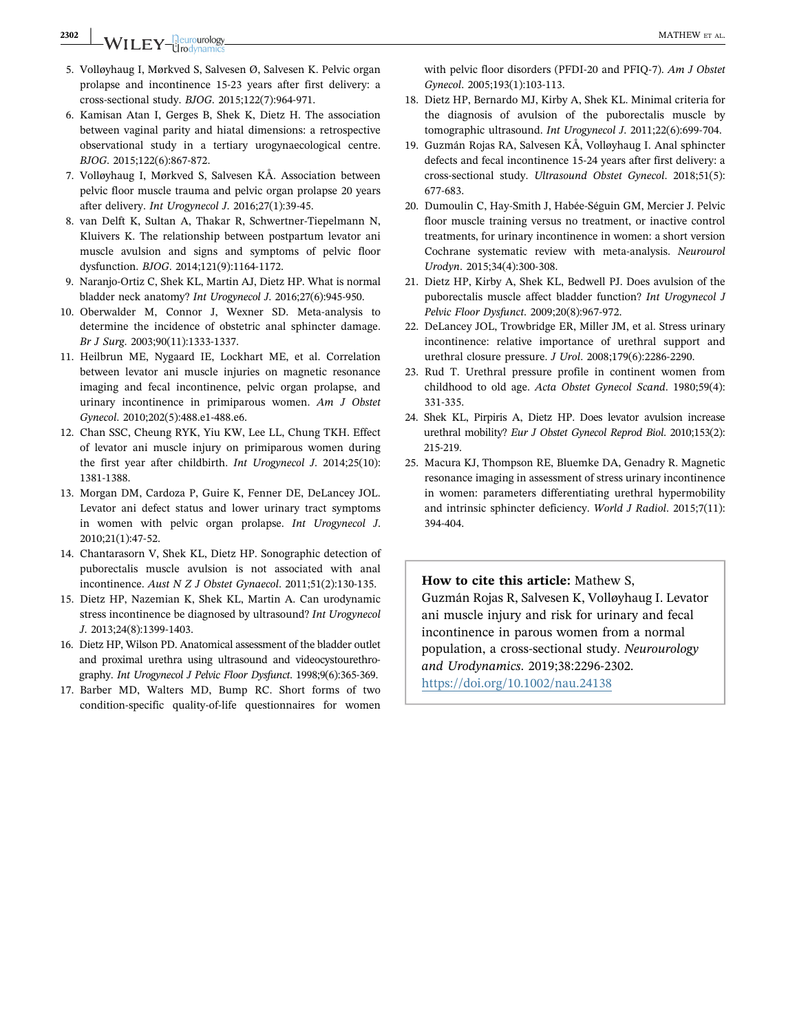5. Volløyhaug I, Mørkved S, Salvesen Ø, Salvesen K. Pelvic organ prolapse and incontinence 15-23 years after first delivery: a cross-sectional study. *BJOG*. 2015;122(7):964-971.
6. Kamisan Atan I, Gerges B, Shek K, Dietz H. The association between vaginal parity and hiatal dimensions: a retrospective observational study in a tertiary urogynaecological centre. *BJOG*. 2015;122(6):867-872.
7. Volløyhaug I, Mørkved S, Salvesen KÅ. Association between pelvic floor muscle trauma and pelvic organ prolapse 20 years after delivery. *Int Urogynecol J*. 2016;27(1):39-45.
8. van Delft K, Sultan A, Thakar R, Schwertner-Tiepelmann N, Kluivers K. The relationship between postpartum levator ani muscle avulsion and signs and symptoms of pelvic floor dysfunction. *BJOG*. 2014;121(9):1164-1172.
9. Naranjo-Ortiz C, Shek KL, Martin AJ, Dietz HP. What is normal bladder neck anatomy? *Int Urogynecol J*. 2016;27(6):945-950.
10. Oberwalder M, Connor J, Wexner SD. Meta-analysis to determine the incidence of obstetric anal sphincter damage. *Br J Surg*. 2003;90(11):1333-1337.
11. Heilbrun ME, Nygaard IE, Lockhart ME, et al. Correlation between levator ani muscle injuries on magnetic resonance imaging and fecal incontinence, pelvic organ prolapse, and urinary incontinence in primiparous women. *Am J Obstet Gynecol*. 2010;202(5):488.e1-488.e6.
12. Chan SSC, Cheung RYK, Yiu KW, Lee LL, Chung TKH. Effect of levator ani muscle injury on primiparous women during the first year after childbirth. *Int Urogynecol J*. 2014;25(10):1381-1388.
13. Morgan DM, Cardoza P, Guire K, Fenner DE, DeLancey JOL. Levator ani defect status and lower urinary tract symptoms in women with pelvic organ prolapse. *Int Urogynecol J*. 2010;21(1):47-52.
14. Chantarasorn V, Shek KL, Dietz HP. Sonographic detection of puborectalis muscle avulsion is not associated with anal incontinence. *Aust N Z J Obstet Gynaecol*. 2011;51(2):130-135.
15. Dietz HP, Nazemian K, Shek KL, Martin A. Can urodynamic stress incontinence be diagnosed by ultrasound? *Int Urogynecol J*. 2013;24(8):1399-1403.
16. Dietz HP, Wilson PD. Anatomical assessment of the bladder outlet and proximal urethra using ultrasound and videocystourethrography. *Int Urogynecol J Pelvic Floor Dysfunct*. 1998;9(6):365-369.
17. Barber MD, Walters MD, Bump RC. Short forms of two condition-specific quality-of-life questionnaires for women with pelvic floor disorders (PFDI-20 and PFIQ-7). *Am J Obstet Gynecol*. 2005;193(1):103-113.
18. Dietz HP, Bernardo MJ, Kirby A, Shek KL. Minimal criteria for the diagnosis of avulsion of the puborectalis muscle by tomographic ultrasound. *Int Urogynecol J*. 2011;22(6):699-704.
19. Guzmán Rojas RA, Salvesen KÅ, Volløyhaug I. Anal sphincter defects and fecal incontinence 15-24 years after first delivery: a cross-sectional study. *Ultrasound Obstet Gynecol*. 2018;51(5):677-683.
20. Dumoulin C, Hay-Smith J, Habée-Séguin GM, Mercier J. Pelvic floor muscle training versus no treatment, or inactive control treatments, for urinary incontinence in women: a short version Cochrane systematic review with meta-analysis. *Neurourol Urodyn*. 2015;34(4):300-308.
21. Dietz HP, Kirby A, Shek KL, Bedwell PJ. Does avulsion of the puborectalis muscle affect bladder function? *Int Urogynecol J Pelvic Floor Dysfunct*. 2009;20(8):967-972.
22. DeLancey JOL, Trowbridge ER, Miller JM, et al. Stress urinary incontinence: relative importance of urethral support and urethral closure pressure. *J Urol*. 2008;179(6):2286-2290.
23. Rud T. Urethral pressure profile in continent women from childhood to old age. *Acta Obstet Gynecol Scand*. 1980;59(4):331-335.
24. Shek KL, Pirpiris A, Dietz HP. Does levator avulsion increase urethral mobility? *Eur J Obstet Gynecol Reprod Biol*. 2010;153(2):215-219.
25. Macura KJ, Thompson RE, Bluemke DA, Genadry R. Magnetic resonance imaging in assessment of stress urinary incontinence in women: parameters differentiating urethral hypermobility and intrinsic sphincter deficiency. *World J Radiol*. 2015;7(11):394-404.

**How to cite this article:** Mathew S, Guzmán Rojas R, Salvesen K, Volløyhaug I. Levator ani muscle injury and risk for urinary and fecal incontinence in parous women from a normal population, a cross-sectional study. *Neurourology and Urodynamics*. 2019;38:2296-2302. https://doi.org/10.1002/nau.24138